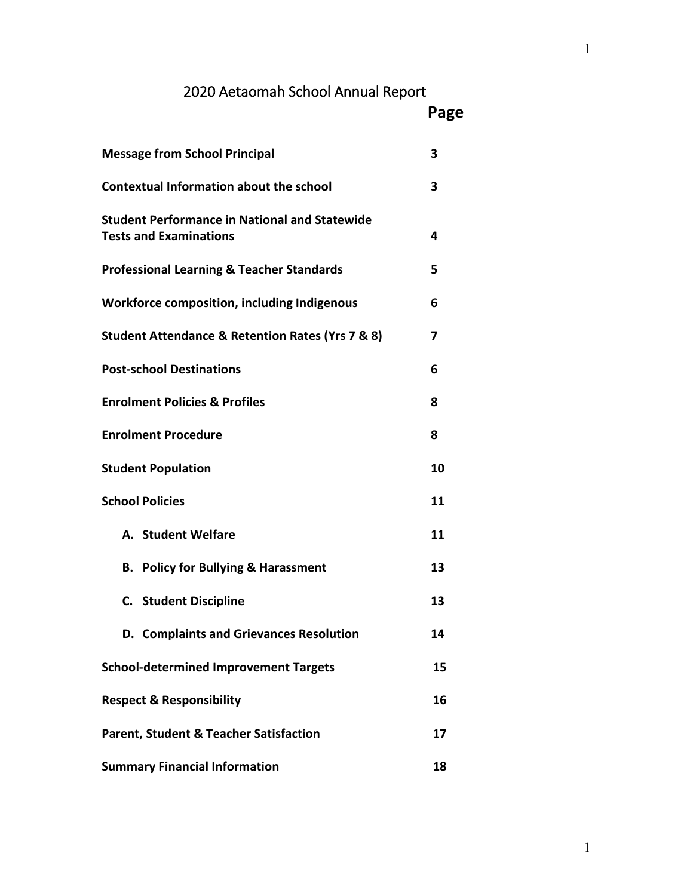# 2020 Aetaomah School Annual Report

| | Page |
|---|---|
| **Message from School Principal** | **3** |
| **Contextual Information about the school** | **3** |
| **Student Performance in National and Statewide Tests and Examinations** | **4** |
| **Professional Learning & Teacher Standards** | **5** |
| **Workforce composition, including Indigenous** | **6** |
| **Student Attendance & Retention Rates (Yrs 7 & 8)** | **7** |
| **Post-school Destinations** | **6** |
| **Enrolment Policies & Profiles** | **8** |
| **Enrolment Procedure** | **8** |
| **Student Population** | **10** |
| **School Policies** | **11** |
| **A. Student Welfare** | **11** |
| **B. Policy for Bullying & Harassment** | **13** |
| **C. Student Discipline** | **13** |
| **D. Complaints and Grievances Resolution** | **14** |
| **School-determined Improvement Targets** | **15** |
| **Respect & Responsibility** | **16** |
| **Parent, Student & Teacher Satisfaction** | **17** |
| **Summary Financial Information** | **18** |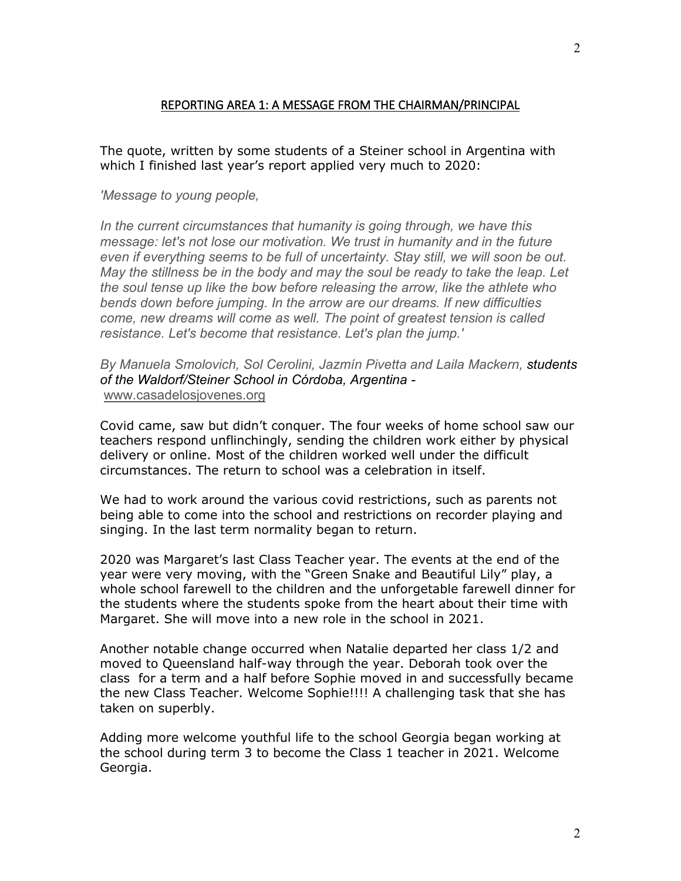## REPORTING AREA 1: A MESSAGE FROM THE CHAIRMAN/PRINCIPAL

The quote, written by some students of a Steiner school in Argentina with which I finished last year's report applied very much to 2020:

*'Message to young people,*

*In the current circumstances that humanity is going through, we have this message: let's not lose our motivation. We trust in humanity and in the future even if everything seems to be full of uncertainty. Stay still, we will soon be out. May the stillness be in the body and may the soul be ready to take the leap. Let the soul tense up like the bow before releasing the arrow, like the athlete who bends down before jumping. In the arrow are our dreams. If new difficulties come, new dreams will come as well. The point of greatest tension is called resistance. Let's become that resistance. Let's plan the jump.'*

*By Manuela Smolovich, Sol Cerolini, Jazmín Pivetta and Laila Mackern, **students of the Waldorf/Steiner School in Córdoba, Argentina -*** www.casadelosjovenes.org

Covid came, saw but didn't conquer. The four weeks of home school saw our teachers respond unflinchingly, sending the children work either by physical delivery or online. Most of the children worked well under the difficult circumstances. The return to school was a celebration in itself.

We had to work around the various covid restrictions, such as parents not being able to come into the school and restrictions on recorder playing and singing. In the last term normality began to return.

2020 was Margaret's last Class Teacher year. The events at the end of the year were very moving, with the "Green Snake and Beautiful Lily" play, a whole school farewell to the children and the unforgetable farewell dinner for the students where the students spoke from the heart about their time with Margaret. She will move into a new role in the school in 2021.

Another notable change occurred when Natalie departed her class 1/2 and moved to Queensland half-way through the year. Deborah took over the class for a term and a half before Sophie moved in and successfully became the new Class Teacher. Welcome Sophie!!!! A challenging task that she has taken on superbly.

Adding more welcome youthful life to the school Georgia began working at the school during term 3 to become the Class 1 teacher in 2021. Welcome Georgia.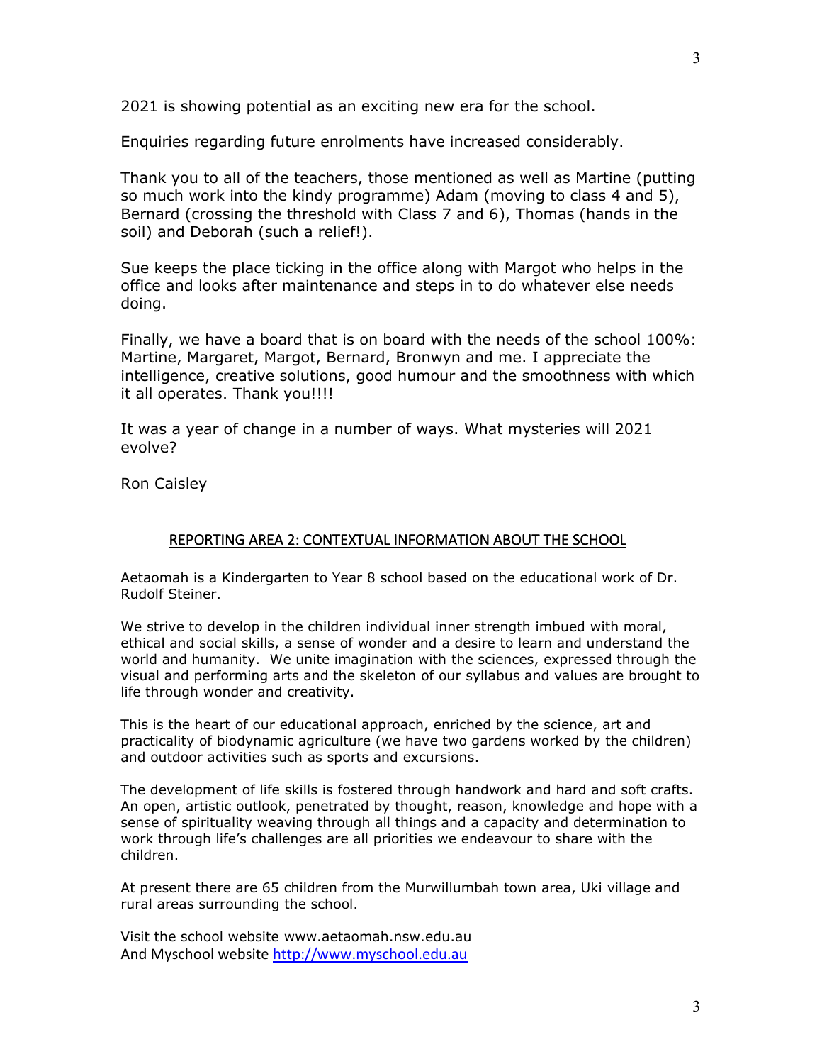2021 is showing potential as an exciting new era for the school.

Enquiries regarding future enrolments have increased considerably.

Thank you to all of the teachers, those mentioned as well as Martine (putting so much work into the kindy programme) Adam (moving to class 4 and 5), Bernard (crossing the threshold with Class 7 and 6), Thomas (hands in the soil) and Deborah (such a relief!).

Sue keeps the place ticking in the office along with Margot who helps in the office and looks after maintenance and steps in to do whatever else needs doing.

Finally, we have a board that is on board with the needs of the school 100%: Martine, Margaret, Margot, Bernard, Bronwyn and me. I appreciate the intelligence, creative solutions, good humour and the smoothness with which it all operates. Thank you!!!!

It was a year of change in a number of ways. What mysteries will 2021 evolve?

Ron Caisley

## REPORTING AREA 2: CONTEXTUAL INFORMATION ABOUT THE SCHOOL

Aetaomah is a Kindergarten to Year 8 school based on the educational work of Dr. Rudolf Steiner.

We strive to develop in the children individual inner strength imbued with moral, ethical and social skills, a sense of wonder and a desire to learn and understand the world and humanity. We unite imagination with the sciences, expressed through the visual and performing arts and the skeleton of our syllabus and values are brought to life through wonder and creativity.

This is the heart of our educational approach, enriched by the science, art and practicality of biodynamic agriculture (we have two gardens worked by the children) and outdoor activities such as sports and excursions.

The development of life skills is fostered through handwork and hard and soft crafts. An open, artistic outlook, penetrated by thought, reason, knowledge and hope with a sense of spirituality weaving through all things and a capacity and determination to work through life's challenges are all priorities we endeavour to share with the children.

At present there are 65 children from the Murwillumbah town area, Uki village and rural areas surrounding the school.

Visit the school website www.aetaomah.nsw.edu.au
And Myschool website http://www.myschool.edu.au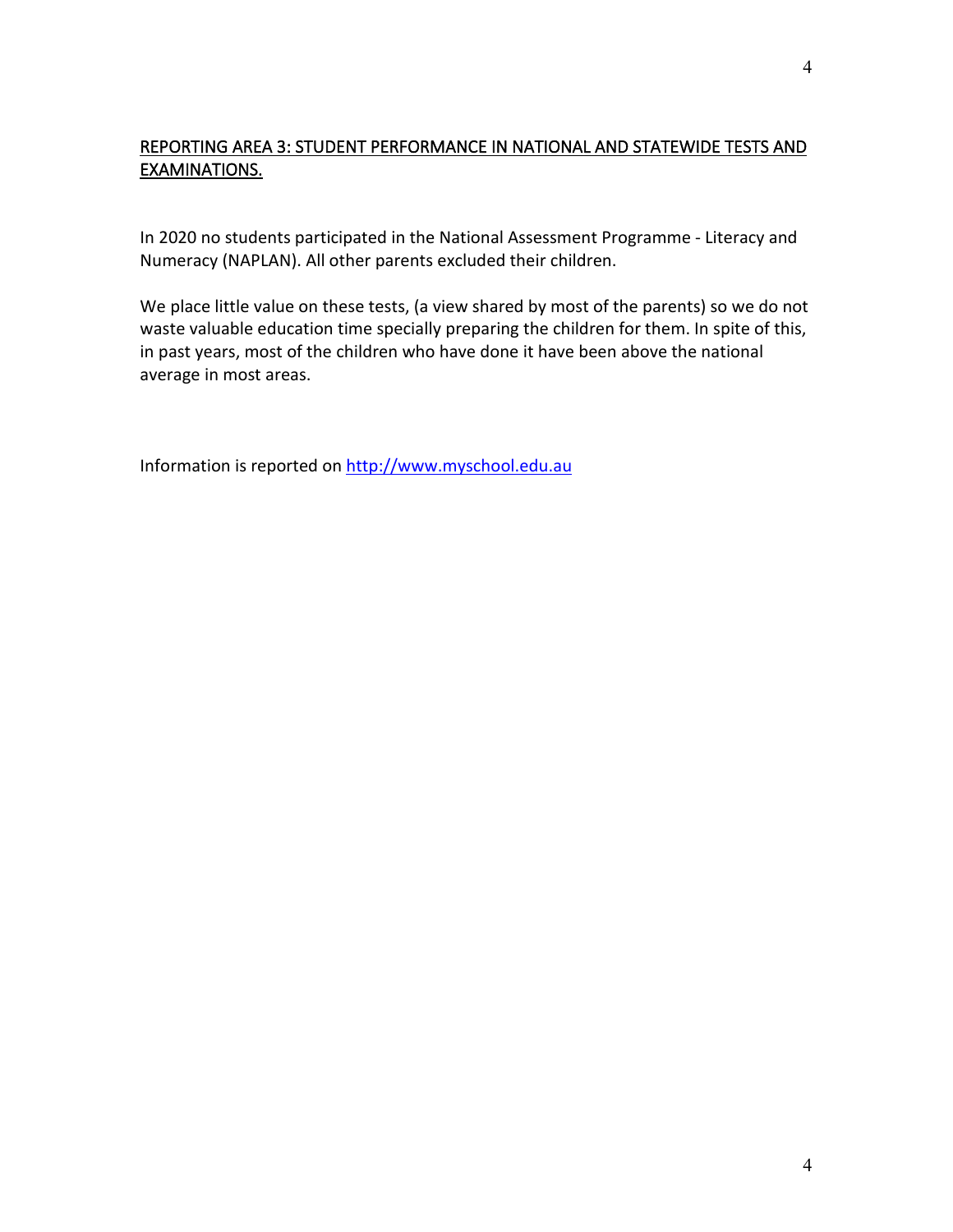## REPORTING AREA 3: STUDENT PERFORMANCE IN NATIONAL AND STATEWIDE TESTS AND EXAMINATIONS.

In 2020 no students participated in the National Assessment Programme - Literacy and Numeracy (NAPLAN). All other parents excluded their children.

We place little value on these tests, (a view shared by most of the parents) so we do not waste valuable education time specially preparing the children for them. In spite of this, in past years, most of the children who have done it have been above the national average in most areas.

Information is reported on [http://www.myschool.edu.au](http://www.myschool.edu.au)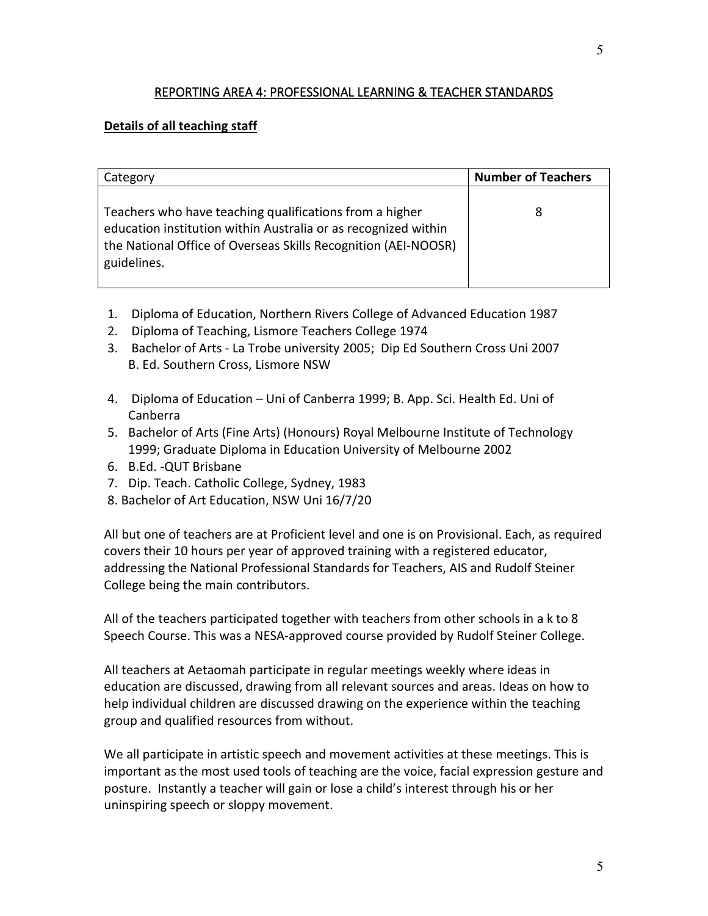## REPORTING AREA 4: PROFESSIONAL LEARNING & TEACHER STANDARDS

**Details of all teaching staff**

| Category | **Number of Teachers** |
|---|---|
| Teachers who have teaching qualifications from a higher education institution within Australia or as recognized within the National Office of Overseas Skills Recognition (AEI-NOOSR) guidelines. | 8 |

1. Diploma of Education, Northern Rivers College of Advanced Education 1987
2. Diploma of Teaching, Lismore Teachers College 1974
3. Bachelor of Arts - La Trobe university 2005; Dip Ed Southern Cross Uni 2007 B. Ed. Southern Cross, Lismore NSW
4. Diploma of Education – Uni of Canberra 1999; B. App. Sci. Health Ed. Uni of Canberra
5. Bachelor of Arts (Fine Arts) (Honours) Royal Melbourne Institute of Technology 1999; Graduate Diploma in Education University of Melbourne 2002
6. B.Ed. -QUT Brisbane
7. Dip. Teach. Catholic College, Sydney, 1983
8. Bachelor of Art Education, NSW Uni 16/7/20

All but one of teachers are at Proficient level and one is on Provisional. Each, as required covers their 10 hours per year of approved training with a registered educator, addressing the National Professional Standards for Teachers, AIS and Rudolf Steiner College being the main contributors.

All of the teachers participated together with teachers from other schools in a k to 8 Speech Course. This was a NESA-approved course provided by Rudolf Steiner College.

All teachers at Aetaomah participate in regular meetings weekly where ideas in education are discussed, drawing from all relevant sources and areas. Ideas on how to help individual children are discussed drawing on the experience within the teaching group and qualified resources from without.

We all participate in artistic speech and movement activities at these meetings. This is important as the most used tools of teaching are the voice, facial expression gesture and posture. Instantly a teacher will gain or lose a child's interest through his or her uninspiring speech or sloppy movement.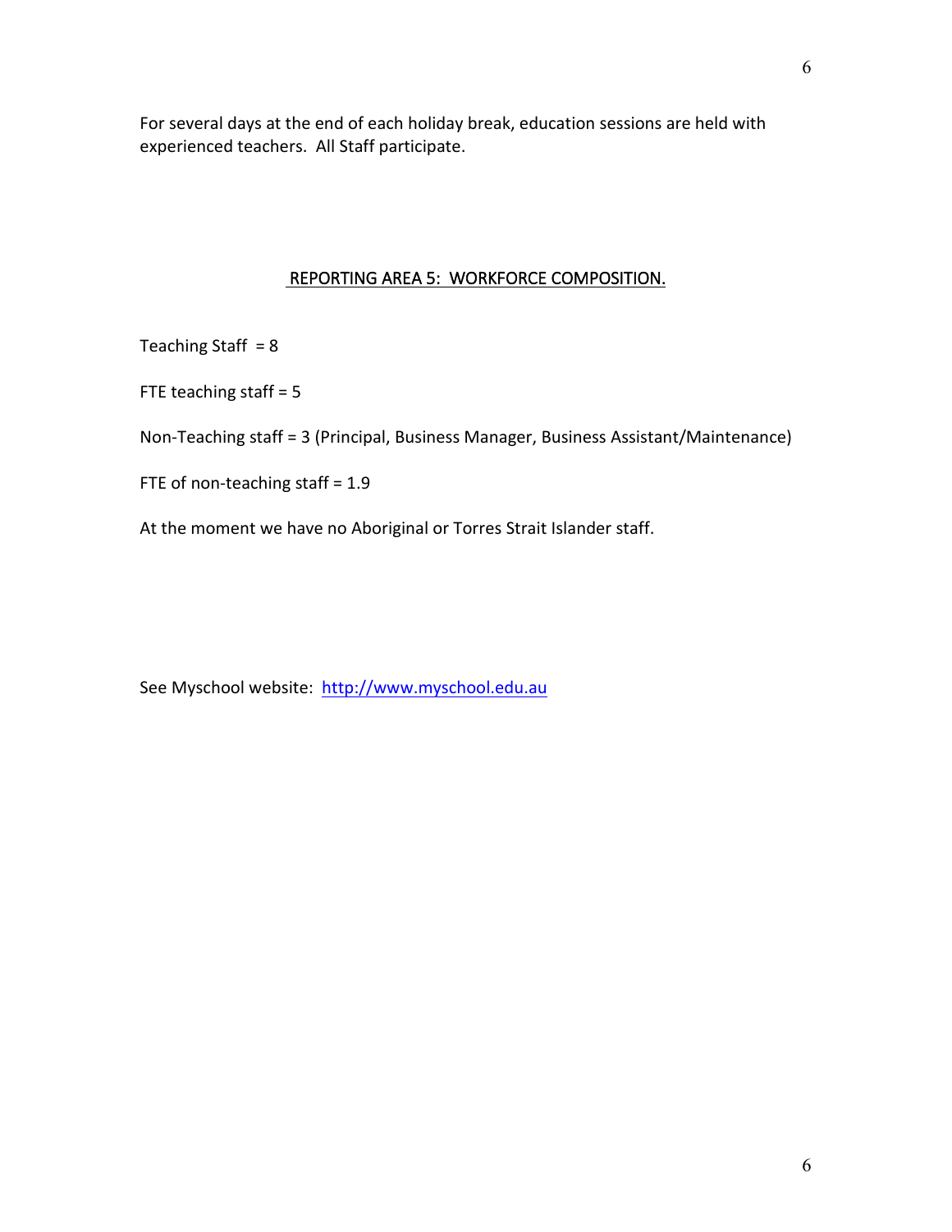For several days at the end of each holiday break, education sessions are held with experienced teachers. All Staff participate.

## REPORTING AREA 5: WORKFORCE COMPOSITION.

Teaching Staff = 8

FTE teaching staff = 5

Non-Teaching staff = 3 (Principal, Business Manager, Business Assistant/Maintenance)

FTE of non-teaching staff = 1.9

At the moment we have no Aboriginal or Torres Strait Islander staff.

See Myschool website: [http://www.myschool.edu.au](http://www.myschool.edu.au)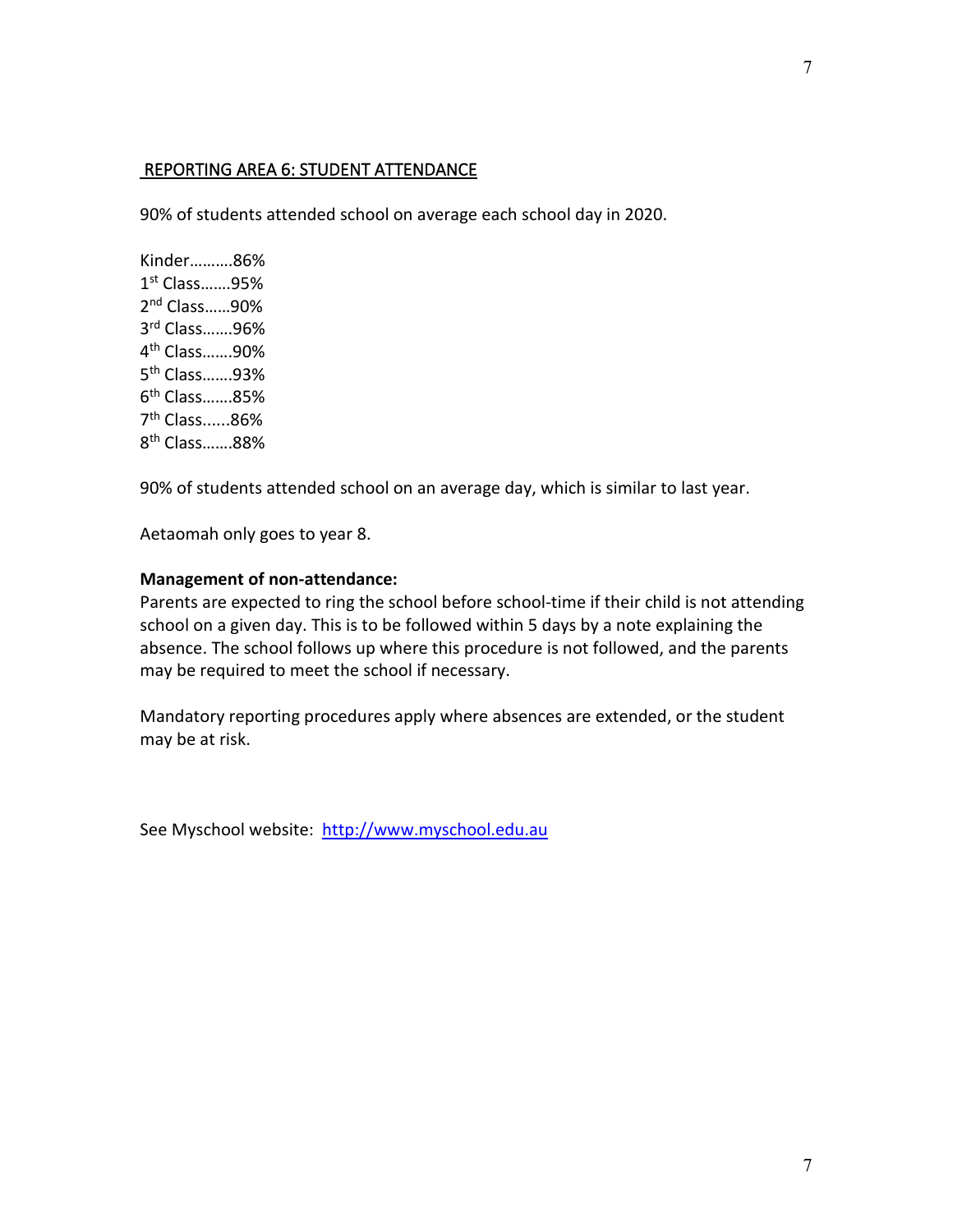## REPORTING AREA 6: STUDENT ATTENDANCE

90% of students attended school on average each school day in 2020.

Kinder……….86%
1st Class…….95%
2nd Class……90%
3rd Class…….96%
4th Class…….90%
5th Class…….93%
6th Class…….85%
7th Class......86%
8th Class…….88%

90% of students attended school on an average day, which is similar to last year.

Aetaomah only goes to year 8.

**Management of non-attendance:**
Parents are expected to ring the school before school-time if their child is not attending school on a given day. This is to be followed within 5 days by a note explaining the absence. The school follows up where this procedure is not followed, and the parents may be required to meet the school if necessary.

Mandatory reporting procedures apply where absences are extended, or the student may be at risk.

See Myschool website: [http://www.myschool.edu.au](http://www.myschool.edu.au)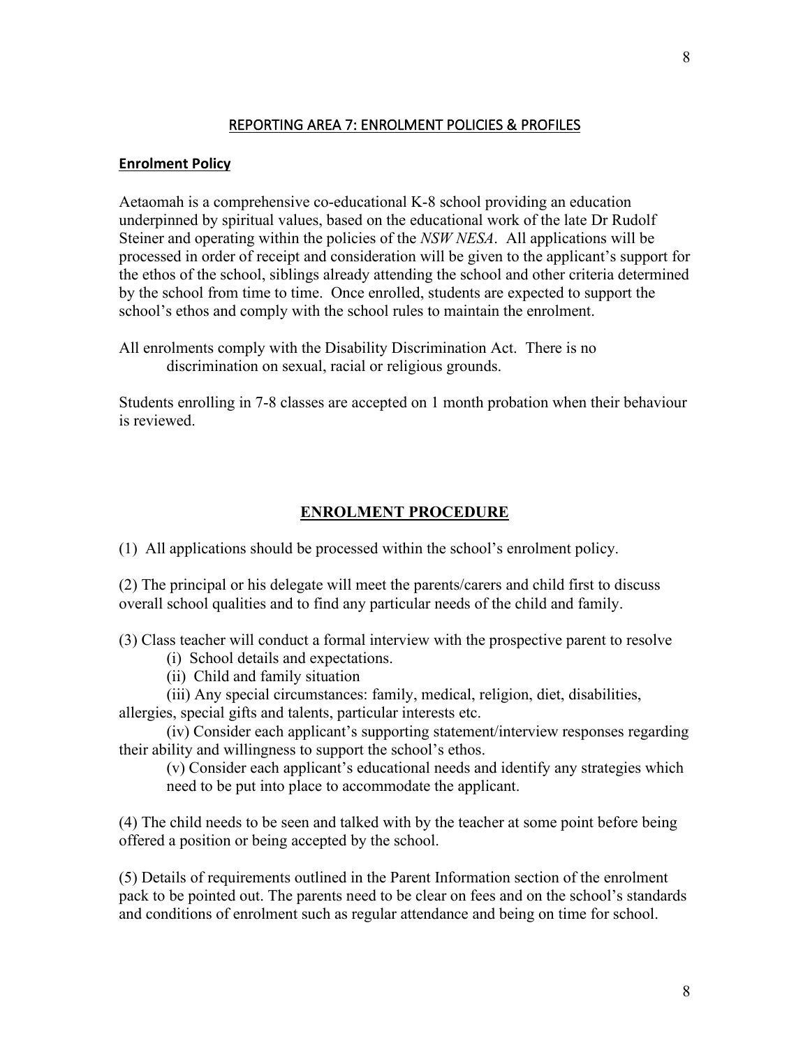## REPORTING AREA 7: ENROLMENT POLICIES & PROFILES

### Enrolment Policy

Aetaomah is a comprehensive co-educational K-8 school providing an education underpinned by spiritual values, based on the educational work of the late Dr Rudolf Steiner and operating within the policies of the *NSW NESA*. All applications will be processed in order of receipt and consideration will be given to the applicant's support for the ethos of the school, siblings already attending the school and other criteria determined by the school from time to time. Once enrolled, students are expected to support the school's ethos and comply with the school rules to maintain the enrolment.

All enrolments comply with the Disability Discrimination Act. There is no discrimination on sexual, racial or religious grounds.

Students enrolling in 7-8 classes are accepted on 1 month probation when their behaviour is reviewed.

### ENROLMENT PROCEDURE

(1) All applications should be processed within the school's enrolment policy.

(2) The principal or his delegate will meet the parents/carers and child first to discuss overall school qualities and to find any particular needs of the child and family.

(3) Class teacher will conduct a formal interview with the prospective parent to resolve

- (i) School details and expectations.
- (ii) Child and family situation
- (iii) Any special circumstances: family, medical, religion, diet, disabilities, allergies, special gifts and talents, particular interests etc.
- (iv) Consider each applicant's supporting statement/interview responses regarding their ability and willingness to support the school's ethos.
- (v) Consider each applicant's educational needs and identify any strategies which need to be put into place to accommodate the applicant.

(4) The child needs to be seen and talked with by the teacher at some point before being offered a position or being accepted by the school.

(5) Details of requirements outlined in the Parent Information section of the enrolment pack to be pointed out. The parents need to be clear on fees and on the school's standards and conditions of enrolment such as regular attendance and being on time for school.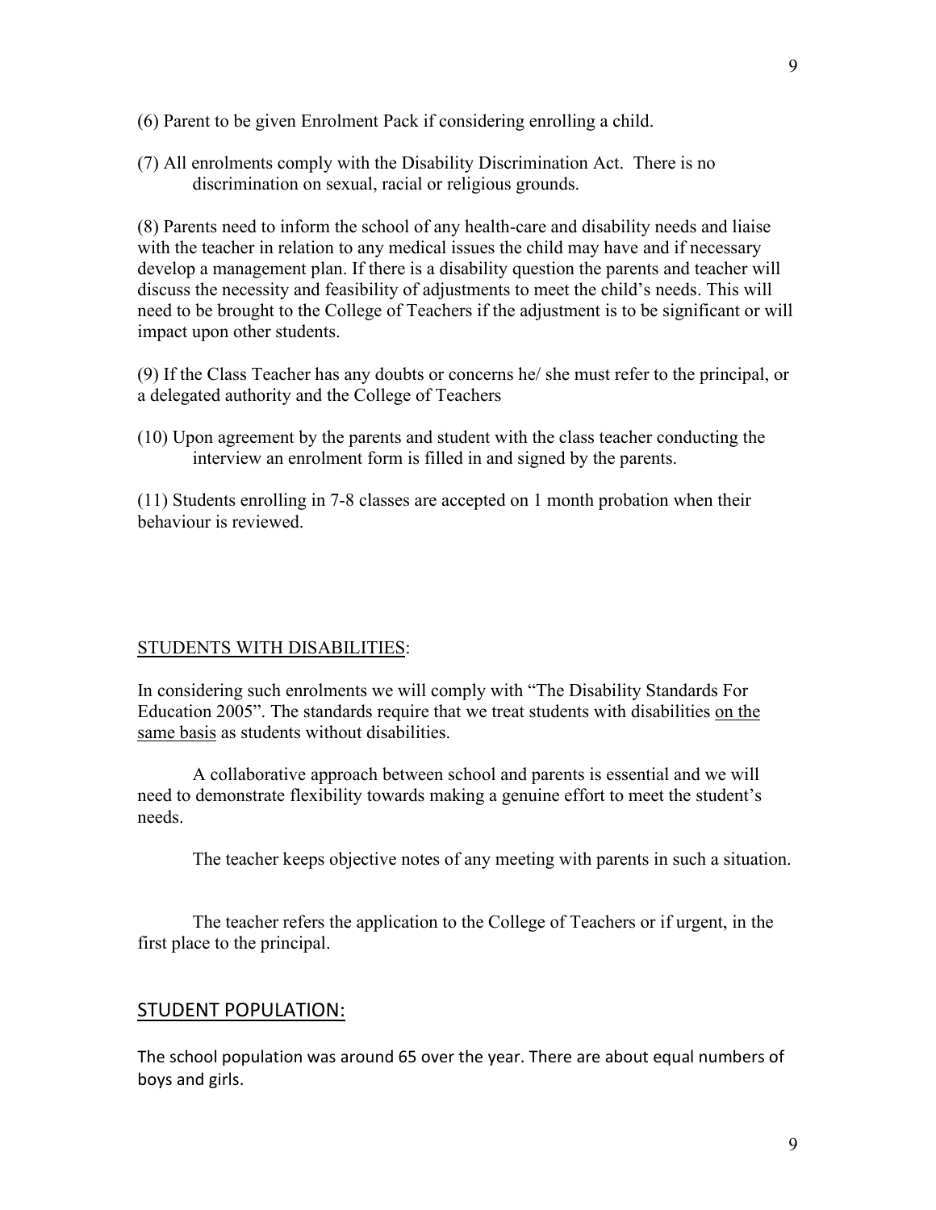(6) Parent to be given Enrolment Pack if considering enrolling a child.

(7) All enrolments comply with the Disability Discrimination Act. There is no discrimination on sexual, racial or religious grounds.

(8) Parents need to inform the school of any health-care and disability needs and liaise with the teacher in relation to any medical issues the child may have and if necessary develop a management plan. If there is a disability question the parents and teacher will discuss the necessity and feasibility of adjustments to meet the child's needs. This will need to be brought to the College of Teachers if the adjustment is to be significant or will impact upon other students.

(9) If the Class Teacher has any doubts or concerns he/ she must refer to the principal, or a delegated authority and the College of Teachers

(10) Upon agreement by the parents and student with the class teacher conducting the interview an enrolment form is filled in and signed by the parents.

(11) Students enrolling in 7-8 classes are accepted on 1 month probation when their behaviour is reviewed.

## STUDENTS WITH DISABILITIES:

In considering such enrolments we will comply with "The Disability Standards For Education 2005". The standards require that we treat students with disabilities on the same basis as students without disabilities.

A collaborative approach between school and parents is essential and we will need to demonstrate flexibility towards making a genuine effort to meet the student's needs.

The teacher keeps objective notes of any meeting with parents in such a situation.

The teacher refers the application to the College of Teachers or if urgent, in the first place to the principal.

## STUDENT POPULATION:

The school population was around 65 over the year. There are about equal numbers of boys and girls.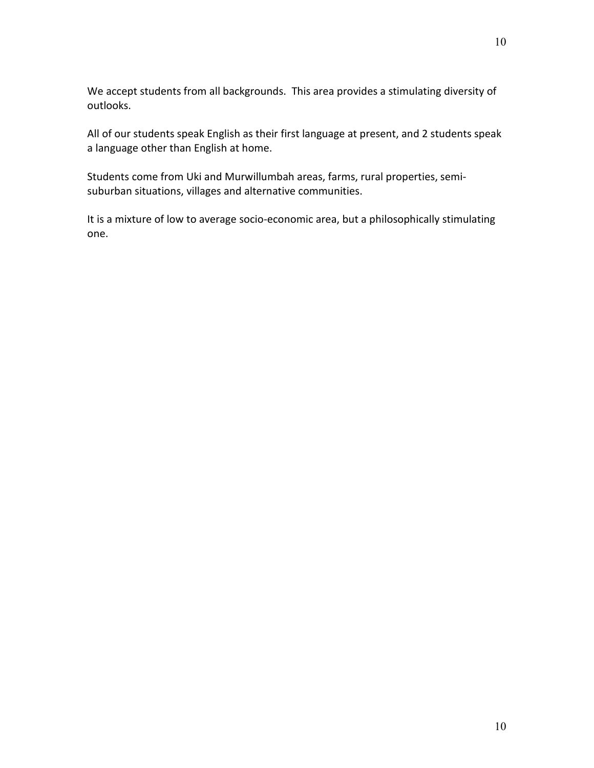We accept students from all backgrounds. This area provides a stimulating diversity of outlooks.

All of our students speak English as their first language at present, and 2 students speak a language other than English at home.

Students come from Uki and Murwillumbah areas, farms, rural properties, semi-suburban situations, villages and alternative communities.

It is a mixture of low to average socio-economic area, but a philosophically stimulating one.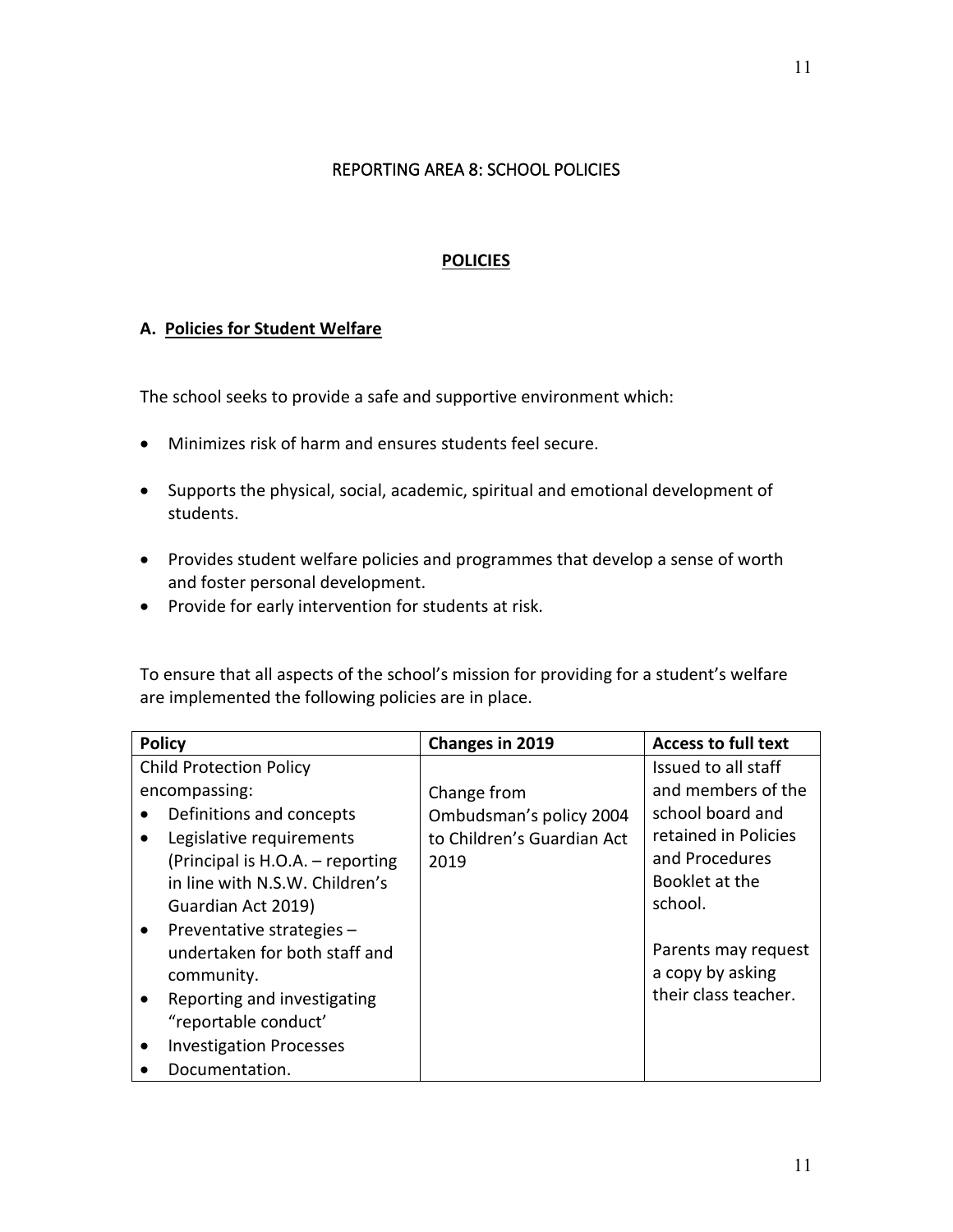## REPORTING AREA 8: SCHOOL POLICIES

### POLICIES

### A. Policies for Student Welfare

The school seeks to provide a safe and supportive environment which:

- Minimizes risk of harm and ensures students feel secure.
- Supports the physical, social, academic, spiritual and emotional development of students.
- Provides student welfare policies and programmes that develop a sense of worth and foster personal development.
- Provide for early intervention for students at risk.

To ensure that all aspects of the school's mission for providing for a student's welfare are implemented the following policies are in place.

| Policy | Changes in 2019 | Access to full text |
| --- | --- | --- |
| Child Protection Policy encompassing:<br>• Definitions and concepts<br>• Legislative requirements (Principal is H.O.A. – reporting in line with N.S.W. Children's Guardian Act 2019)<br>• Preventative strategies – undertaken for both staff and community.<br>• Reporting and investigating "reportable conduct'<br>• Investigation Processes<br>• Documentation. | Change from Ombudsman's policy 2004 to Children's Guardian Act 2019 | Issued to all staff and members of the school board and retained in Policies and Procedures Booklet at the school.<br><br>Parents may request a copy by asking their class teacher. |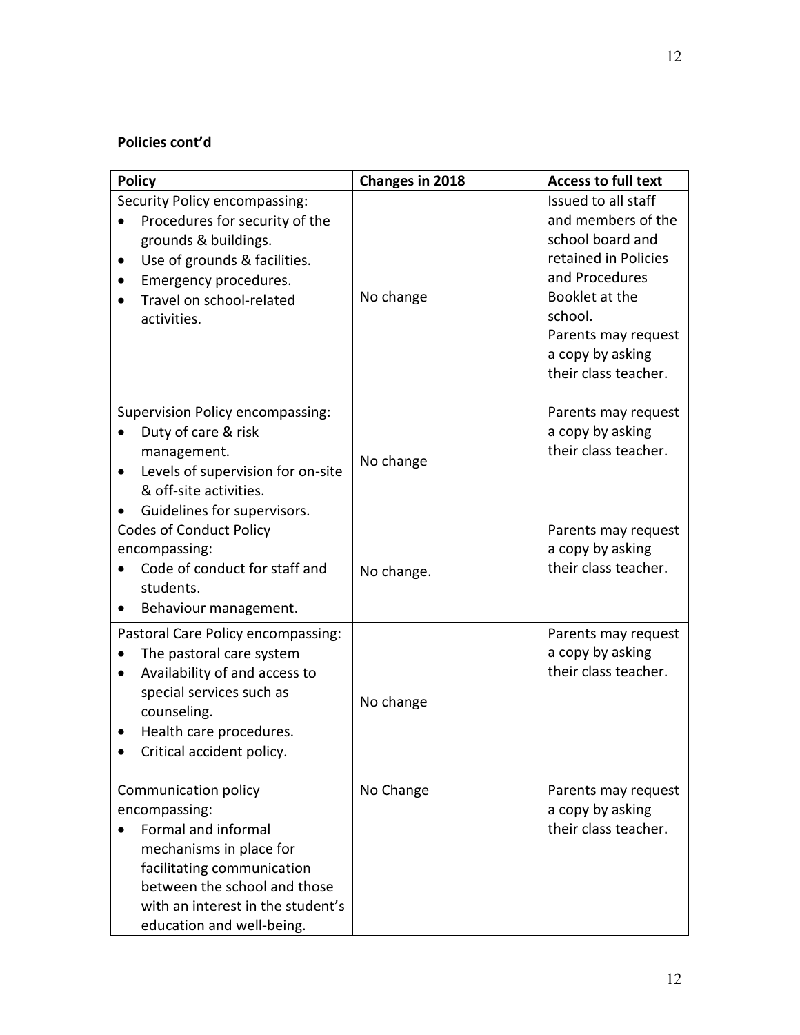**Policies cont'd**

| Policy | Changes in 2018 | Access to full text |
|---|---|---|
| Security Policy encompassing:<br>• Procedures for security of the grounds & buildings.<br>• Use of grounds & facilities.<br>• Emergency procedures.<br>• Travel on school-related activities. | No change | Issued to all staff and members of the school board and retained in Policies and Procedures Booklet at the school.<br>Parents may request a copy by asking their class teacher. |
| Supervision Policy encompassing:<br>• Duty of care & risk management.<br>• Levels of supervision for on-site & off-site activities.<br>• Guidelines for supervisors. | No change | Parents may request a copy by asking their class teacher. |
| Codes of Conduct Policy encompassing:<br>• Code of conduct for staff and students.<br>• Behaviour management. | No change. | Parents may request a copy by asking their class teacher. |
| Pastoral Care Policy encompassing:<br>• The pastoral care system<br>• Availability of and access to special services such as counseling.<br>• Health care procedures.<br>• Critical accident policy. | No change | Parents may request a copy by asking their class teacher. |
| Communication policy encompassing:<br>• Formal and informal mechanisms in place for facilitating communication between the school and those with an interest in the student's education and well-being. | No Change | Parents may request a copy by asking their class teacher. |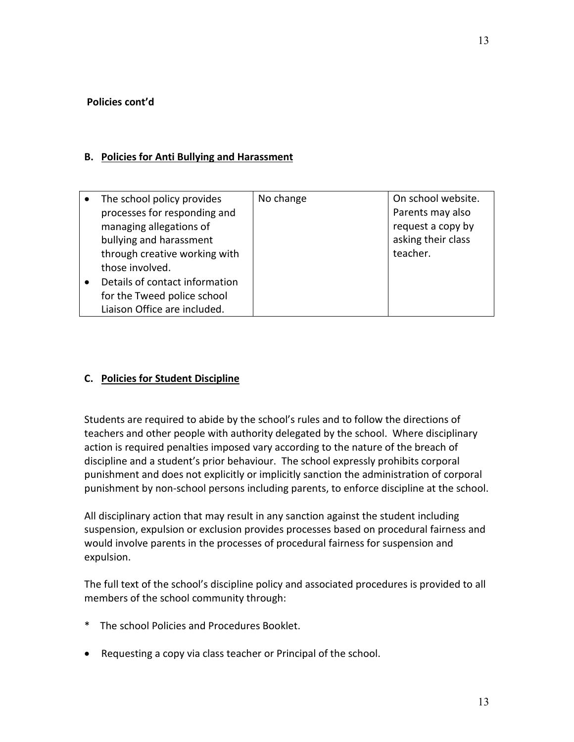**Policies cont'd**

## B. Policies for Anti Bullying and Harassment

| | | |
|---|---|---|
| • The school policy provides processes for responding and managing allegations of bullying and harassment through creative working with those involved.<br>• Details of contact information for the Tweed police school Liaison Office are included. | No change | On school website. Parents may also request a copy by asking their class teacher. |

## C. Policies for Student Discipline

Students are required to abide by the school's rules and to follow the directions of teachers and other people with authority delegated by the school. Where disciplinary action is required penalties imposed vary according to the nature of the breach of discipline and a student's prior behaviour. The school expressly prohibits corporal punishment and does not explicitly or implicitly sanction the administration of corporal punishment by non-school persons including parents, to enforce discipline at the school.

All disciplinary action that may result in any sanction against the student including suspension, expulsion or exclusion provides processes based on procedural fairness and would involve parents in the processes of procedural fairness for suspension and expulsion.

The full text of the school's discipline policy and associated procedures is provided to all members of the school community through:

* The school Policies and Procedures Booklet.

- Requesting a copy via class teacher or Principal of the school.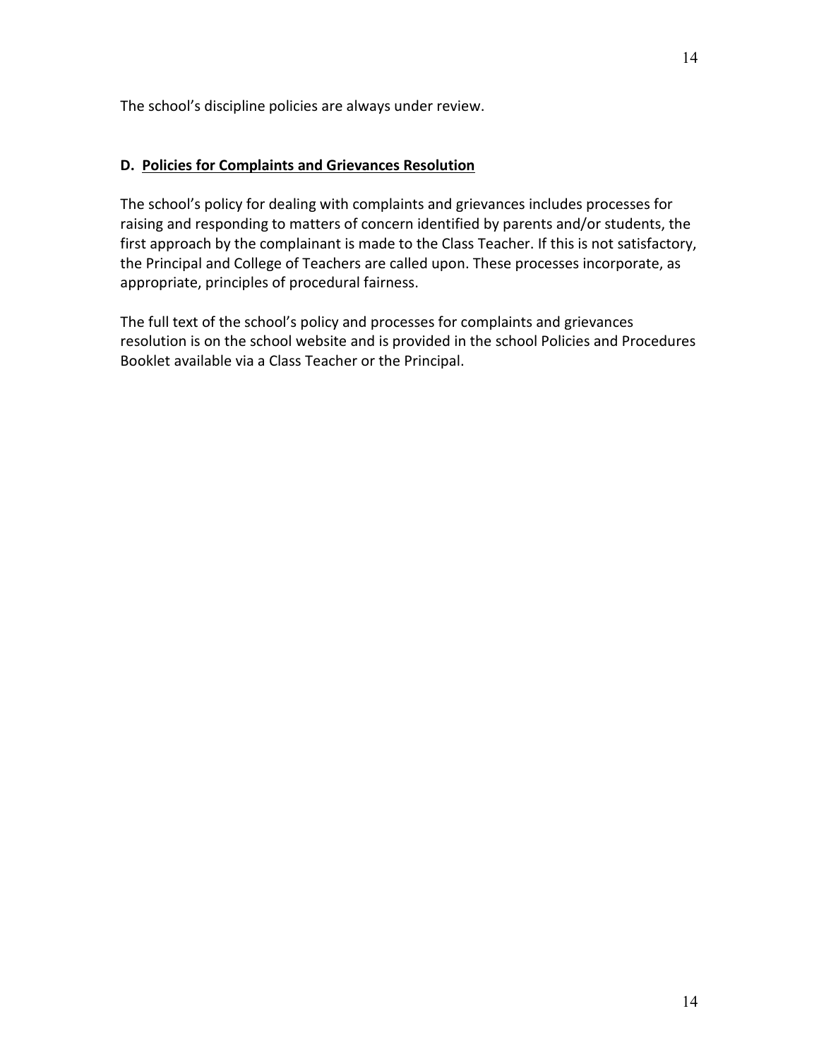The school's discipline policies are always under review.

## D. Policies for Complaints and Grievances Resolution

The school's policy for dealing with complaints and grievances includes processes for raising and responding to matters of concern identified by parents and/or students, the first approach by the complainant is made to the Class Teacher. If this is not satisfactory, the Principal and College of Teachers are called upon. These processes incorporate, as appropriate, principles of procedural fairness.

The full text of the school's policy and processes for complaints and grievances resolution is on the school website and is provided in the school Policies and Procedures Booklet available via a Class Teacher or the Principal.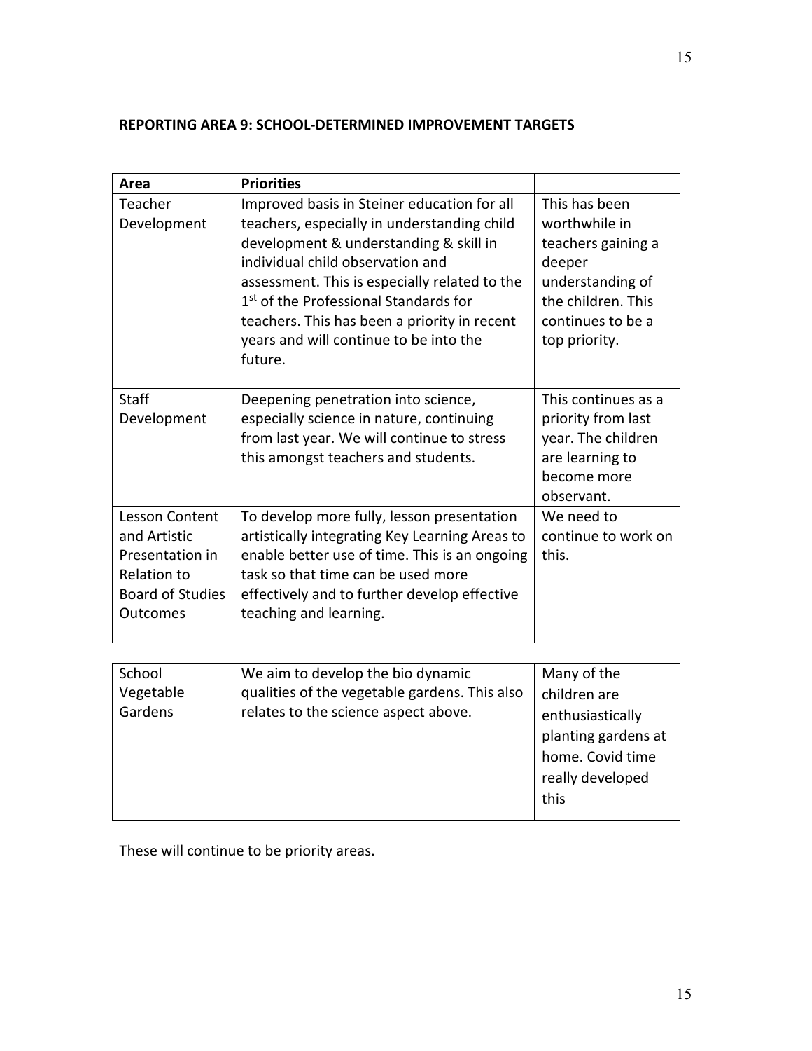**REPORTING AREA 9: SCHOOL-DETERMINED IMPROVEMENT TARGETS**

| Area | Priorities | |
|---|---|---|
| Teacher Development | Improved basis in Steiner education for all teachers, especially in understanding child development & understanding & skill in individual child observation and assessment. This is especially related to the 1st of the Professional Standards for teachers. This has been a priority in recent years and will continue to be into the future. | This has been worthwhile in teachers gaining a deeper understanding of the children. This continues to be a top priority. |
| Staff Development | Deepening penetration into science, especially science in nature, continuing from last year. We will continue to stress this amongst teachers and students. | This continues as a priority from last year. The children are learning to become more observant. |
| Lesson Content and Artistic Presentation in Relation to Board of Studies Outcomes | To develop more fully, lesson presentation artistically integrating Key Learning Areas to enable better use of time. This is an ongoing task so that time can be used more effectively and to further develop effective teaching and learning. | We need to continue to work on this. |
| School Vegetable Gardens | We aim to develop the bio dynamic qualities of the vegetable gardens. This also relates to the science aspect above. | Many of the children are enthusiastically planting gardens at home. Covid time really developed this |

These will continue to be priority areas.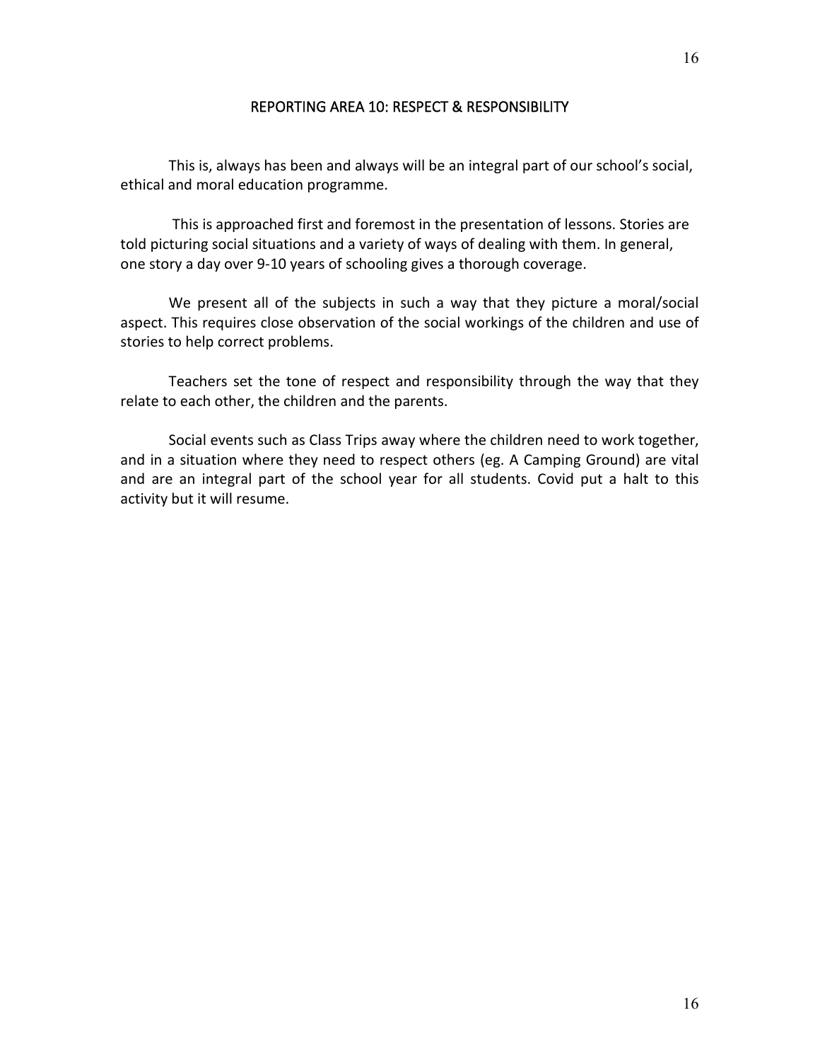## REPORTING AREA 10: RESPECT & RESPONSIBILITY

This is, always has been and always will be an integral part of our school's social, ethical and moral education programme.

This is approached first and foremost in the presentation of lessons. Stories are told picturing social situations and a variety of ways of dealing with them. In general, one story a day over 9-10 years of schooling gives a thorough coverage.

We present all of the subjects in such a way that they picture a moral/social aspect. This requires close observation of the social workings of the children and use of stories to help correct problems.

Teachers set the tone of respect and responsibility through the way that they relate to each other, the children and the parents.

Social events such as Class Trips away where the children need to work together, and in a situation where they need to respect others (eg. A Camping Ground) are vital and are an integral part of the school year for all students. Covid put a halt to this activity but it will resume.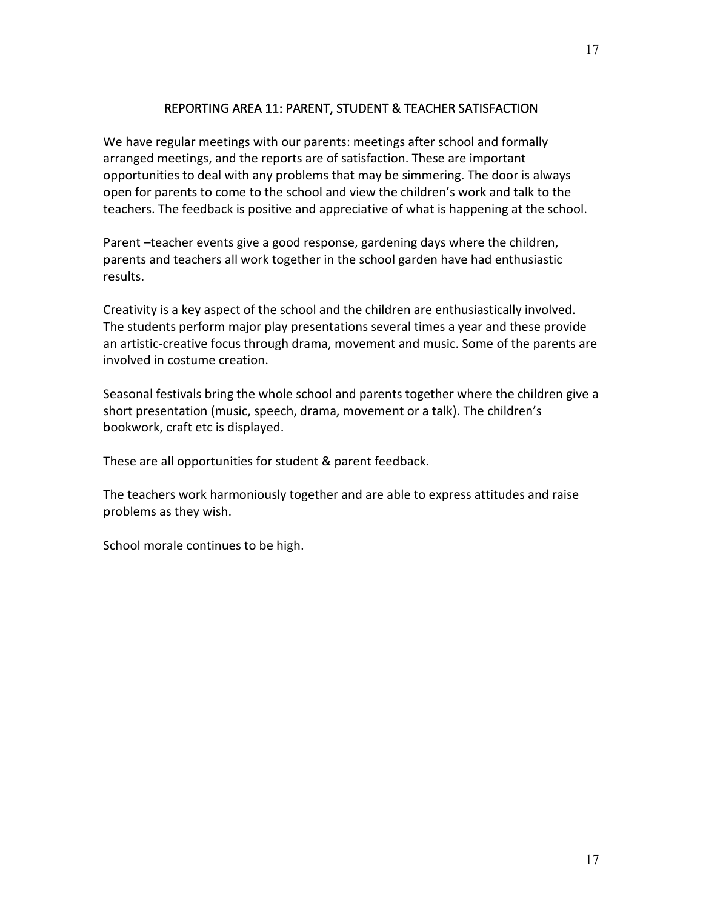## REPORTING AREA 11: PARENT, STUDENT & TEACHER SATISFACTION

We have regular meetings with our parents: meetings after school and formally arranged meetings, and the reports are of satisfaction. These are important opportunities to deal with any problems that may be simmering. The door is always open for parents to come to the school and view the children's work and talk to the teachers. The feedback is positive and appreciative of what is happening at the school.

Parent –teacher events give a good response, gardening days where the children, parents and teachers all work together in the school garden have had enthusiastic results.

Creativity is a key aspect of the school and the children are enthusiastically involved. The students perform major play presentations several times a year and these provide an artistic-creative focus through drama, movement and music. Some of the parents are involved in costume creation.

Seasonal festivals bring the whole school and parents together where the children give a short presentation (music, speech, drama, movement or a talk). The children's bookwork, craft etc is displayed.

These are all opportunities for student & parent feedback.

The teachers work harmoniously together and are able to express attitudes and raise problems as they wish.

School morale continues to be high.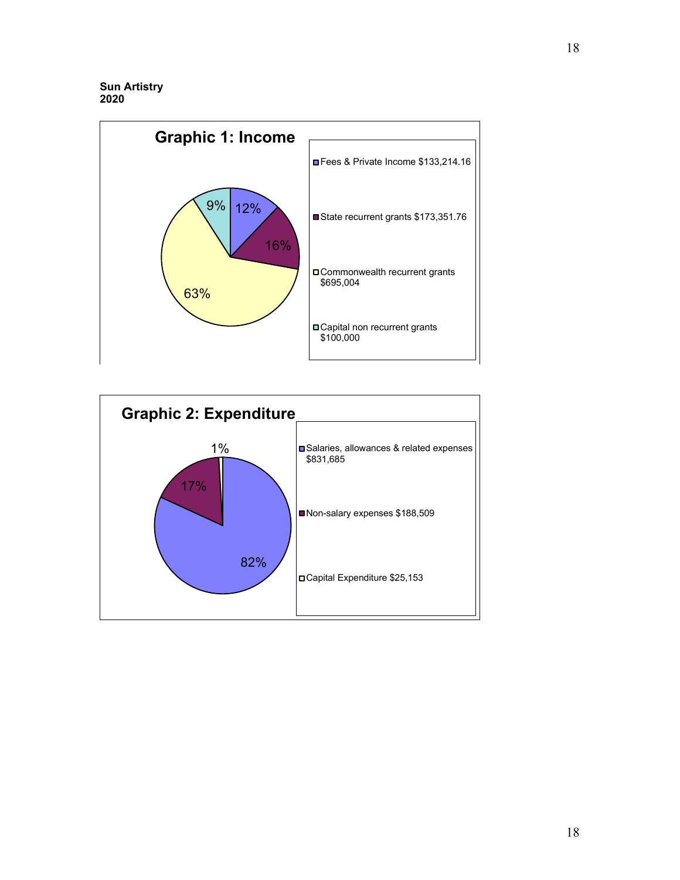**Sun Artistry**
**2020**

**Graphic 1: Income**

9%
12%
16%
63%

Fees & Private Income $133,214.16

State recurrent grants $173,351.76

Commonwealth recurrent grants $695,004

Capital non recurrent grants $100,000

**Graphic 2: Expenditure**

1%
17%
82%

Salaries, allowances & related expenses $831,685

Non-salary expenses $188,509

Capital Expenditure $25,153